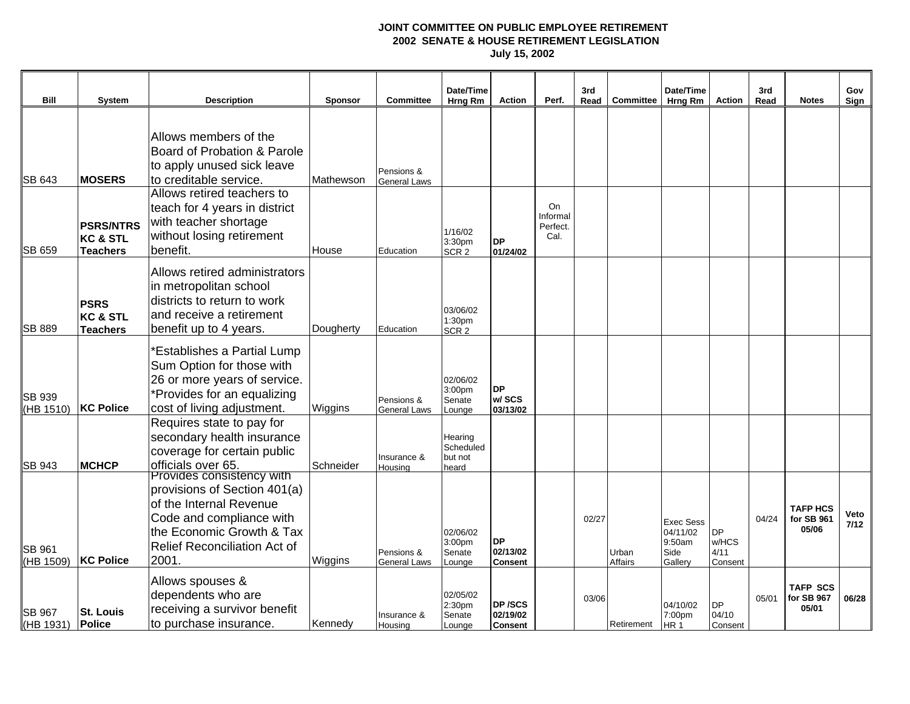**JOINT COMMITTEE ON PUBLIC EMPLOYEE RETIREMENT**
**2002 SENATE & HOUSE RETIREMENT LEGISLATION**
**July 15, 2002**

| Bill | System | Description | Sponsor | Committee | Date/Time Hrng Rm | Action | Perf. | 3rd Read | Committee | Date/Time Hrng Rm | Action | 3rd Read | Notes | Gov Sign |
|---|---|---|---|---|---|---|---|---|---|---|---|---|---|---|
| SB 643 | **MOSERS** | Allows members of the Board of Probation & Parole to apply unused sick leave to creditable service. | Mathewson | Pensions & General Laws | | | | | | | | | | |
| SB 659 | **PSRS/NTRS KC & STL Teachers** | Allows retired teachers to teach for 4 years in district with teacher shortage without losing retirement benefit. | House | Education | 1/16/02 3:30pm SCR 2 | **DP 01/24/02** | On Informal Perfect. Cal. | | | | | | | |
| SB 889 | **PSRS KC & STL Teachers** | Allows retired administrators in metropolitan school districts to return to work and receive a retirement benefit up to 4 years. | Dougherty | Education | 03/06/02 1:30pm SCR 2 | | | | | | | | | |
| SB 939 (HB 1510) | **KC Police** | *Establishes a Partial Lump Sum Option for those with 26 or more years of service. *Provides for an equalizing cost of living adjustment. | Wiggins | Pensions & General Laws | 02/06/02 3:00pm Senate Lounge | **DP w/ SCS 03/13/02** | | | | | | | | |
| SB 943 | **MCHCP** | Requires state to pay for secondary health insurance coverage for certain public officials over 65. | Schneider | Insurance & Housing | Hearing Scheduled but not heard | | | | | | | | | |
| SB 961 (HB 1509) | **KC Police** | Provides consistency with provisions of Section 401(a) of the Internal Revenue Code and compliance with the Economic Growth & Tax Relief Reconciliation Act of 2001. | Wiggins | Pensions & General Laws | 02/06/02 3:00pm Senate Lounge | **DP 02/13/02 Consent** | | 02/27 | Urban Affairs | Exec Sess 04/11/02 9:50am Side Gallery | DP w/HCS 4/11 Consent | 04/24 | **TAFP HCS for SB 961 05/06** | **Veto 7/12** |
| SB 967 (HB 1931) | **St. Louis Police** | Allows spouses & dependents who are receiving a survivor benefit to purchase insurance. | Kennedy | Insurance & Housing | 02/05/02 2:30pm Senate Lounge | **DP /SCS 02/19/02 Consent** | | 03/06 | Retirement | 04/10/02 7:00pm HR 1 | DP 04/10 Consent | 05/01 | **TAFP SCS for SB 967 05/01** | **06/28** |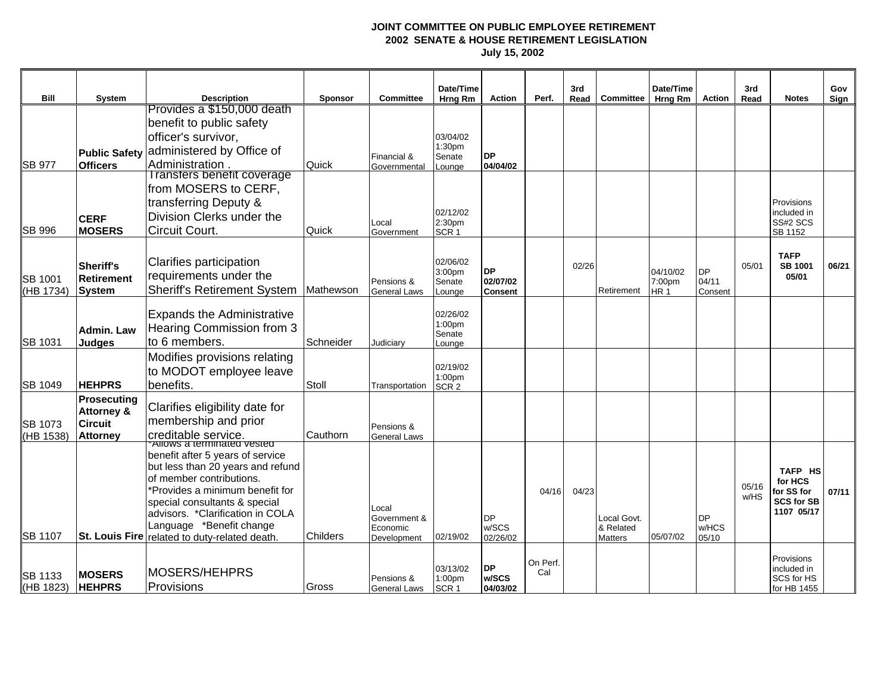**JOINT COMMITTEE ON PUBLIC EMPLOYEE RETIREMENT**
**2002 SENATE & HOUSE RETIREMENT LEGISLATION**
**July 15, 2002**

| Bill | System | Description | Sponsor | Committee | Date/Time Hrng Rm | Action | Perf. | 3rd Read | Committee | Date/Time Hrng Rm | Action | 3rd Read | Notes | Gov Sign |
|---|---|---|---|---|---|---|---|---|---|---|---|---|---|---|
| SB 977 | **Public Safety Officers** | Provides a $150,000 death benefit to public safety officer's survivor, administered by Office of Administration . | Quick | Financial & Governmental | 03/04/02 1:30pm Senate Lounge | **DP 04/04/02** | | | | | | | | |
| SB 996 | **CERF MOSERS** | Transfers benefit coverage from MOSERS to CERF, transferring Deputy & Division Clerks under the Circuit Court. | Quick | Local Government | 02/12/02 2:30pm SCR 1 | | | | | | | | Provisions included in SS#2 SCS SB 1152 | |
| SB 1001 (HB 1734) | **Sheriff's Retirement System** | Clarifies participation requirements under the Sheriff's Retirement System | Mathewson | Pensions & General Laws | 02/06/02 3:00pm Senate Lounge | **DP 02/07/02 Consent** | | 02/26 | Retirement | 04/10/02 7:00pm HR 1 | DP 04/11 Consent | 05/01 | **TAFP SB 1001 05/01** | **06/21** |
| SB 1031 | **Admin. Law Judges** | Expands the Administrative Hearing Commission from 3 to 6 members. | Schneider | Judiciary | 02/26/02 1:00pm Senate Lounge | | | | | | | | | |
| SB 1049 | **HEHPRS** | Modifies provisions relating to MODOT employee leave benefits. | Stoll | Transportation | 02/19/02 1:00pm SCR 2 | | | | | | | | | |
| SB 1073 (HB 1538) | **Prosecuting Attorney & Circuit Attorney** | Clarifies eligibility date for membership and prior creditable service. | Cauthorn | Pensions & General Laws | | | | | | | | | | |
| SB 1107 | **St. Louis Fire** | *Allows a terminated vested benefit after 5 years of service but less than 20 years and refund of member contributions. *Provides a minimum benefit for special consultants & special advisors. *Clarification in COLA Language *Benefit change related to duty-related death. | Childers | Local Government & Economic Development | 02/19/02 | DP w/SCS 02/26/02 | 04/16 | 04/23 | Local Govt. & Related Matters | 05/07/02 | DP w/HCS 05/10 | 05/16 w/HS | **TAFP HS for HCS for SS for SCS for SB 1107 05/17** | **07/11** |
| SB 1133 (HB 1823) | **MOSERS HEHPRS** | MOSERS/HEHPRS Provisions | Gross | Pensions & General Laws | 03/13/02 1:00pm SCR 1 | **DP w/SCS 04/03/02** | On Perf. Cal | | | | | | Provisions included in SCS for HS for HB 1455 | |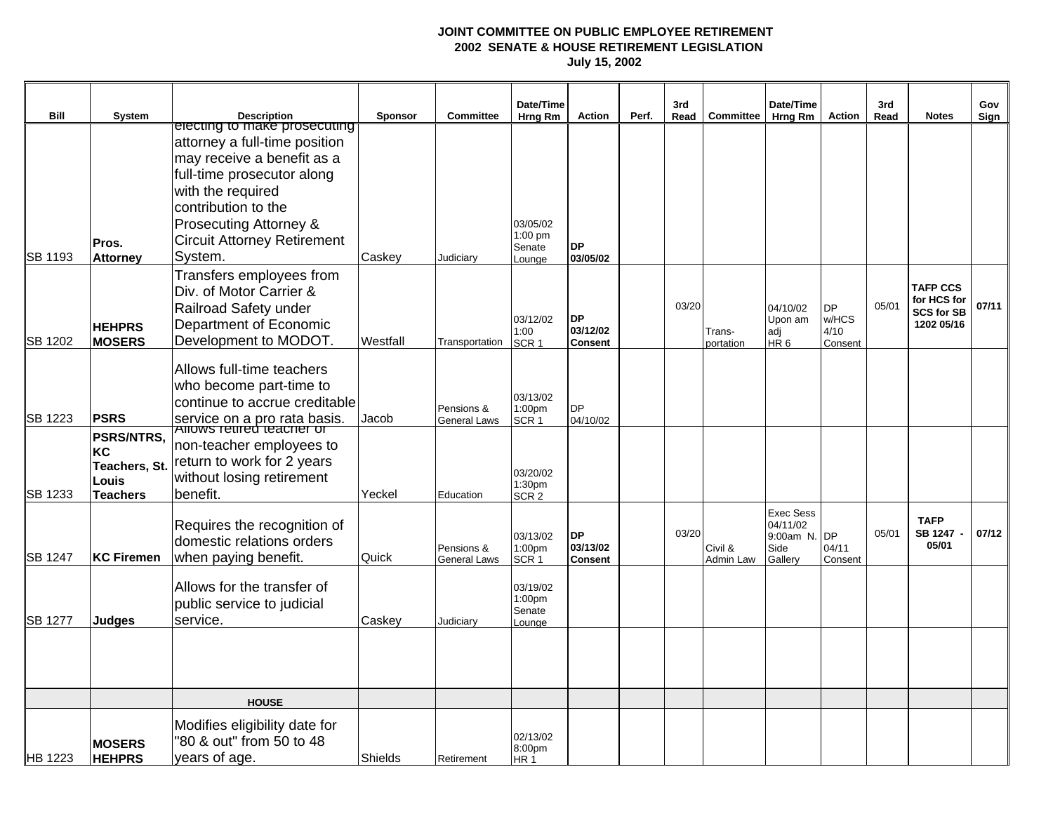**JOINT COMMITTEE ON PUBLIC EMPLOYEE RETIREMENT**
**2002 SENATE & HOUSE RETIREMENT LEGISLATION**
**July 15, 2002**

| Bill | System | Description | Sponsor | Committee | Date/Time Hrng Rm | Action | Perf. | 3rd Read | Committee | Date/Time Hrng Rm | Action | 3rd Read | Notes | Gov Sign |
|---|---|---|---|---|---|---|---|---|---|---|---|---|---|---|
| SB 1193 | **Pros. Attorney** | electing to make prosecuting attorney a full-time position may receive a benefit as a full-time prosecutor along with the required contribution to the Prosecuting Attorney & Circuit Attorney Retirement System. | Caskey | Judiciary | 03/05/02 1:00 pm Senate Lounge | **DP 03/05/02** | | | | | | | | |
| SB 1202 | **HEHPRS MOSERS** | Transfers employees from Div. of Motor Carrier & Railroad Safety under Department of Economic Development to MODOT. | Westfall | Transportation | 03/12/02 1:00 SCR 1 | **DP 03/12/02 Consent** | | 03/20 | Trans-portation | 04/10/02 Upon am adj HR 6 | DP w/HCS 4/10 Consent | 05/01 | **TAFP CCS for HCS for SCS for SB 1202 05/16** | **07/11** |
| SB 1223 | **PSRS** | Allows full-time teachers who become part-time to continue to accrue creditable service on a pro rata basis. | Jacob | Pensions & General Laws | 03/13/02 1:00pm SCR 1 | DP 04/10/02 | | | | | | | | |
| SB 1233 | **PSRS/NTRS, KC Teachers, St. Louis Teachers** | Allows retired teacher or non-teacher employees to return to work for 2 years without losing retirement benefit. | Yeckel | Education | 03/20/02 1:30pm SCR 2 | | | | | | | | | |
| SB 1247 | **KC Firemen** | Requires the recognition of domestic relations orders when paying benefit. | Quick | Pensions & General Laws | 03/13/02 1:00pm SCR 1 | **DP 03/13/02 Consent** | | 03/20 | Civil & Admin Law | Exec Sess 04/11/02 9:00am N. Side Gallery | DP 04/11 Consent | 05/01 | **TAFP SB 1247 - 05/01** | **07/12** |
| SB 1277 | **Judges** | Allows for the transfer of public service to judicial service. | Caskey | Judiciary | 03/19/02 1:00pm Senate Lounge | | | | | | | | | |
| | | | | | | | | | | | | | | |
| | | **HOUSE** | | | | | | | | | | | | |
| HB 1223 | **MOSERS HEHPRS** | Modifies eligibility date for "80 & out" from 50 to 48 years of age. | Shields | Retirement | 02/13/02 8:00pm HR 1 | | | | | | | | | |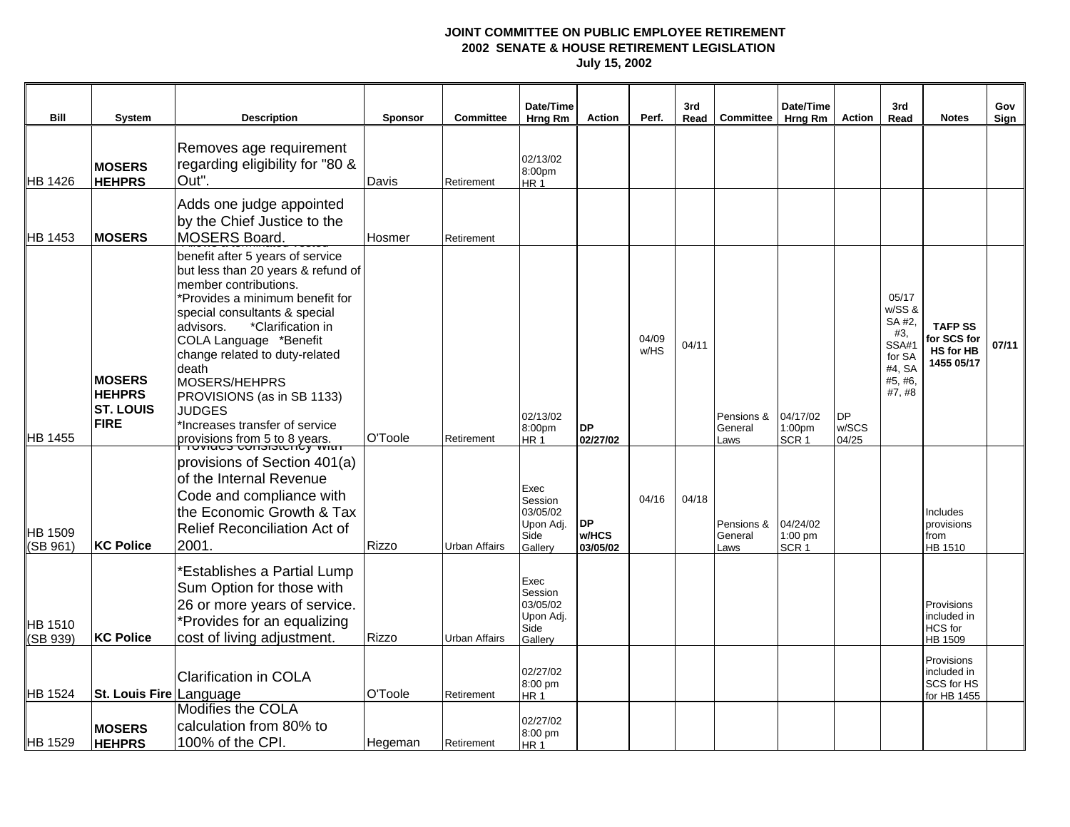**JOINT COMMITTEE ON PUBLIC EMPLOYEE RETIREMENT**
**2002 SENATE & HOUSE RETIREMENT LEGISLATION**
**July 15, 2002**

| Bill | System | Description | Sponsor | Committee | Date/Time Hrng Rm | Action | Perf. | 3rd Read | Committee | Date/Time Hrng Rm | Action | 3rd Read | Notes | Gov Sign |
|---|---|---|---|---|---|---|---|---|---|---|---|---|---|---|
| HB 1426 | **MOSERS HEHPRS** | Removes age requirement regarding eligibility for "80 & Out". | Davis | Retirement | 02/13/02 8:00pm HR 1 | | | | | | | | | |
| HB 1453 | **MOSERS** | Adds one judge appointed by the Chief Justice to the MOSERS Board. | Hosmer | Retirement | | | | | | | | | | |
| HB 1455 | **MOSERS HEHPRS ST. LOUIS FIRE** | *Allows a terminated vested benefit after 5 years of service but less than 20 years & refund of member contributions. *Provides a minimum benefit for special consultants & special advisors. *Clarification in COLA Language *Benefit change related to duty-related death MOSERS/HEHPRS PROVISIONS (as in SB 1133) JUDGES *Increases transfer of service provisions from 5 to 8 years. | O'Toole | Retirement | 02/13/02 8:00pm HR 1 | **DP 02/27/02** | 04/09 w/HS | 04/11 | Pensions & General Laws | 04/17/02 1:00pm SCR 1 | DP w/SCS 04/25 | 05/17 w/SS & SA #2, #3, SSA#1 for SA #4, SA #5, #6, #7, #8 | **TAFP SS for SCS for HS for HB 1455 05/17** | **07/11** |
| HB 1509 (SB 961) | **KC Police** | Provides consistency with provisions of Section 401(a) of the Internal Revenue Code and compliance with the Economic Growth & Tax Relief Reconciliation Act of 2001. | Rizzo | Urban Affairs | Exec Session 03/05/02 Upon Adj. Side Gallery | **DP w/HCS 03/05/02** | 04/16 | 04/18 | Pensions & General Laws | 04/24/02 1:00 pm SCR 1 | | | Includes provisions from HB 1510 | |
| HB 1510 (SB 939) | **KC Police** | *Establishes a Partial Lump Sum Option for those with 26 or more years of service. *Provides for an equalizing cost of living adjustment. | Rizzo | Urban Affairs | Exec Session 03/05/02 Upon Adj. Side Gallery | | | | | | | | Provisions included in HCS for HB 1509 | |
| HB 1524 | **St. Louis Fire** | Clarification in COLA Language | O'Toole | Retirement | 02/27/02 8:00 pm HR 1 | | | | | | | | Provisions included in SCS for HS for HB 1455 | |
| HB 1529 | **MOSERS HEHPRS** | Modifies the COLA calculation from 80% to 100% of the CPI. | Hegeman | Retirement | 02/27/02 8:00 pm HR 1 | | | | | | | | | |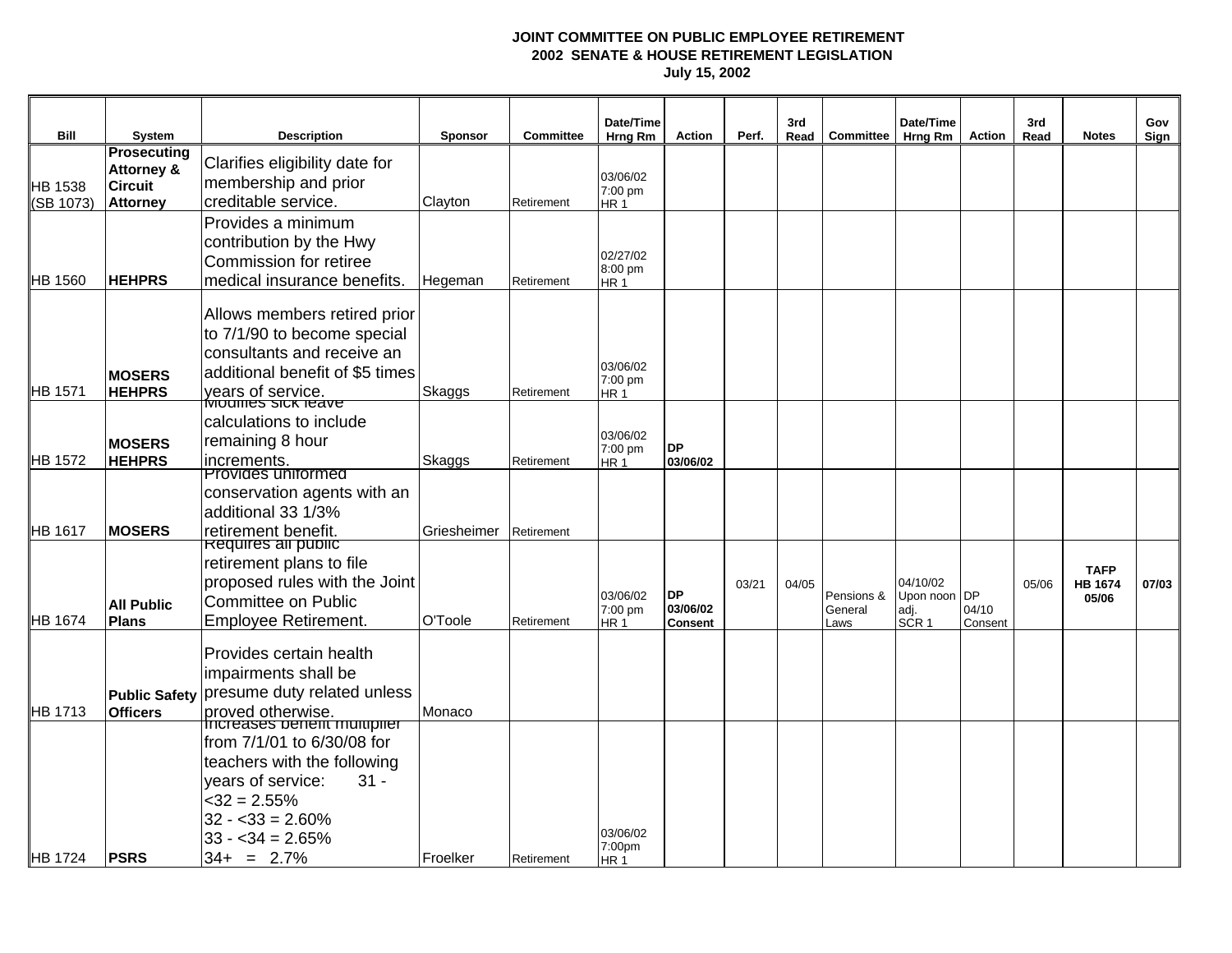**JOINT COMMITTEE ON PUBLIC EMPLOYEE RETIREMENT**
**2002 SENATE & HOUSE RETIREMENT LEGISLATION**
**July 15, 2002**

| Bill | System | Description | Sponsor | Committee | Date/Time Hrng Rm | Action | Perf. | 3rd Read | Committee | Date/Time Hrng Rm | Action | 3rd Read | Notes | Gov Sign |
|---|---|---|---|---|---|---|---|---|---|---|---|---|---|---|
| HB 1538 (SB 1073) | **Prosecuting Attorney & Circuit Attorney** | Clarifies eligibility date for membership and prior creditable service. | Clayton | Retirement | 03/06/02 7:00 pm HR 1 | | | | | | | | | |
| HB 1560 | **HEHPRS** | Provides a minimum contribution by the Hwy Commission for retiree medical insurance benefits. | Hegeman | Retirement | 02/27/02 8:00 pm HR 1 | | | | | | | | | |
| HB 1571 | **MOSERS HEHPRS** | Allows members retired prior to 7/1/90 to become special consultants and receive an additional benefit of $5 times years of service. | Skaggs | Retirement | 03/06/02 7:00 pm HR 1 | | | | | | | | | |
| HB 1572 | **MOSERS HEHPRS** | Modifies sick leave calculations to include remaining 8 hour increments. | Skaggs | Retirement | 03/06/02 7:00 pm HR 1 | **DP 03/06/02** | | | | | | | | |
| HB 1617 | **MOSERS** | Provides uniformed conservation agents with an additional 33 1/3% retirement benefit. | Griesheimer | Retirement | | | | | | | | | | |
| HB 1674 | **All Public Plans** | Requires all public retirement plans to file proposed rules with the Joint Committee on Public Employee Retirement. | O'Toole | Retirement | 03/06/02 7:00 pm HR 1 | **DP 03/06/02 Consent** | 03/21 | 04/05 | Pensions & General Laws | 04/10/02 Upon noon adj. SCR 1 | DP 04/10 Consent | 05/06 | **TAFP HB 1674 05/06** | **07/03** |
| HB 1713 | **Public Safety Officers** | Provides certain health impairments shall be presume duty related unless proved otherwise. | Monaco | | | | | | | | | | | |
| HB 1724 | **PSRS** | Increases benefit multiplier from 7/1/01 to 6/30/08 for teachers with the following years of service: 31 - <32 = 2.55%<br>32 - <33 = 2.60%<br>33 - <34 = 2.65%<br>34+ = 2.7% | Froelker | Retirement | 03/06/02 7:00pm HR 1 | | | | | | | | | |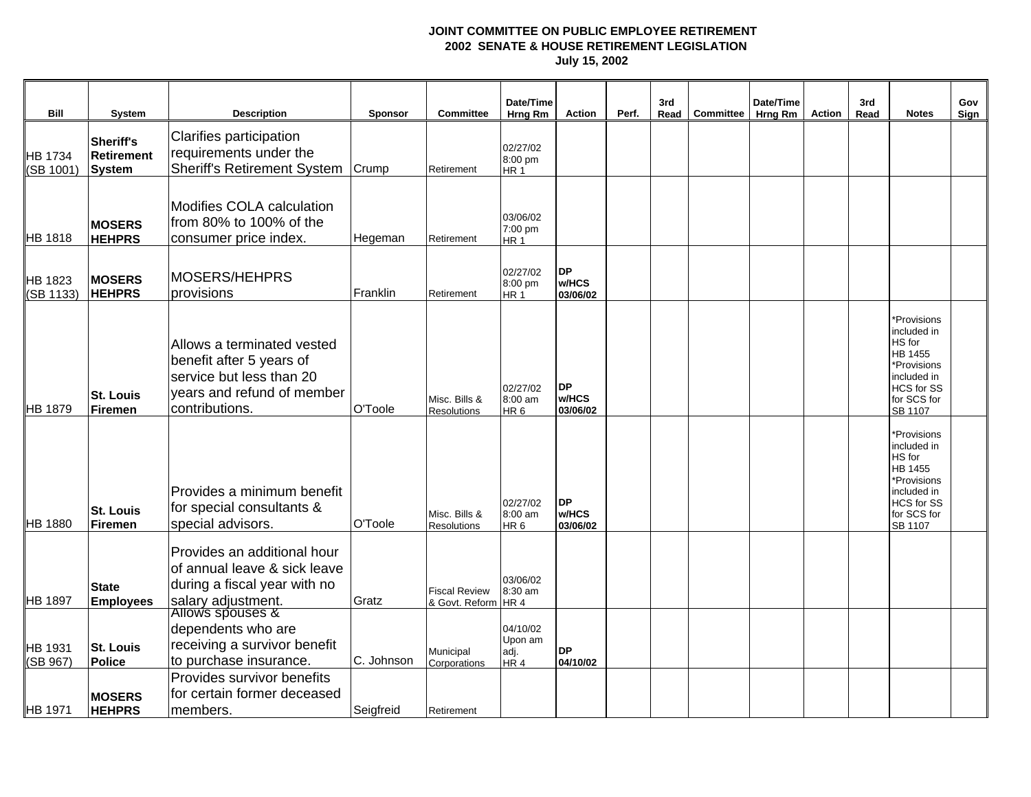**JOINT COMMITTEE ON PUBLIC EMPLOYEE RETIREMENT**
**2002 SENATE & HOUSE RETIREMENT LEGISLATION**
**July 15, 2002**

| Bill | System | Description | Sponsor | Committee | Date/Time Hrng Rm | Action | Perf. | 3rd Read | Committee | Date/Time Hrng Rm | Action | 3rd Read | Notes | Gov Sign |
|---|---|---|---|---|---|---|---|---|---|---|---|---|---|---|
| HB 1734 (SB 1001) | **Sheriff's Retirement System** | Clarifies participation requirements under the Sheriff's Retirement System | Crump | Retirement | 02/27/02 8:00 pm HR 1 | | | | | | | | | |
| HB 1818 | **MOSERS HEHPRS** | Modifies COLA calculation from 80% to 100% of the consumer price index. | Hegeman | Retirement | 03/06/02 7:00 pm HR 1 | | | | | | | | | |
| HB 1823 (SB 1133) | **MOSERS HEHPRS** | MOSERS/HEHPRS provisions | Franklin | Retirement | 02/27/02 8:00 pm HR 1 | **DP w/HCS 03/06/02** | | | | | | | | |
| HB 1879 | **St. Louis Firemen** | Allows a terminated vested benefit after 5 years of service but less than 20 years and refund of member contributions. | O'Toole | Misc. Bills & Resolutions | 02/27/02 8:00 am HR 6 | **DP w/HCS 03/06/02** | | | | | | | *Provisions included in HS for HB 1455 *Provisions included in HCS for SS for SCS for SB 1107 | |
| HB 1880 | **St. Louis Firemen** | Provides a minimum benefit for special consultants & special advisors. | O'Toole | Misc. Bills & Resolutions | 02/27/02 8:00 am HR 6 | **DP w/HCS 03/06/02** | | | | | | | *Provisions included in HS for HB 1455 *Provisions included in HCS for SS for SCS for SB 1107 | |
| HB 1897 | **State Employees** | Provides an additional hour of annual leave & sick leave during a fiscal year with no salary adjustment. | Gratz | Fiscal Review & Govt. Reform | 03/06/02 8:30 am HR 4 | | | | | | | | | |
| HB 1931 (SB 967) | **St. Louis Police** | Allows spouses & dependents who are receiving a survivor benefit to purchase insurance. | C. Johnson | Municipal Corporations | 04/10/02 Upon am adj. HR 4 | **DP 04/10/02** | | | | | | | | |
| HB 1971 | **MOSERS HEHPRS** | Provides survivor benefits for certain former deceased members. | Seigfreid | Retirement | | | | | | | | | | |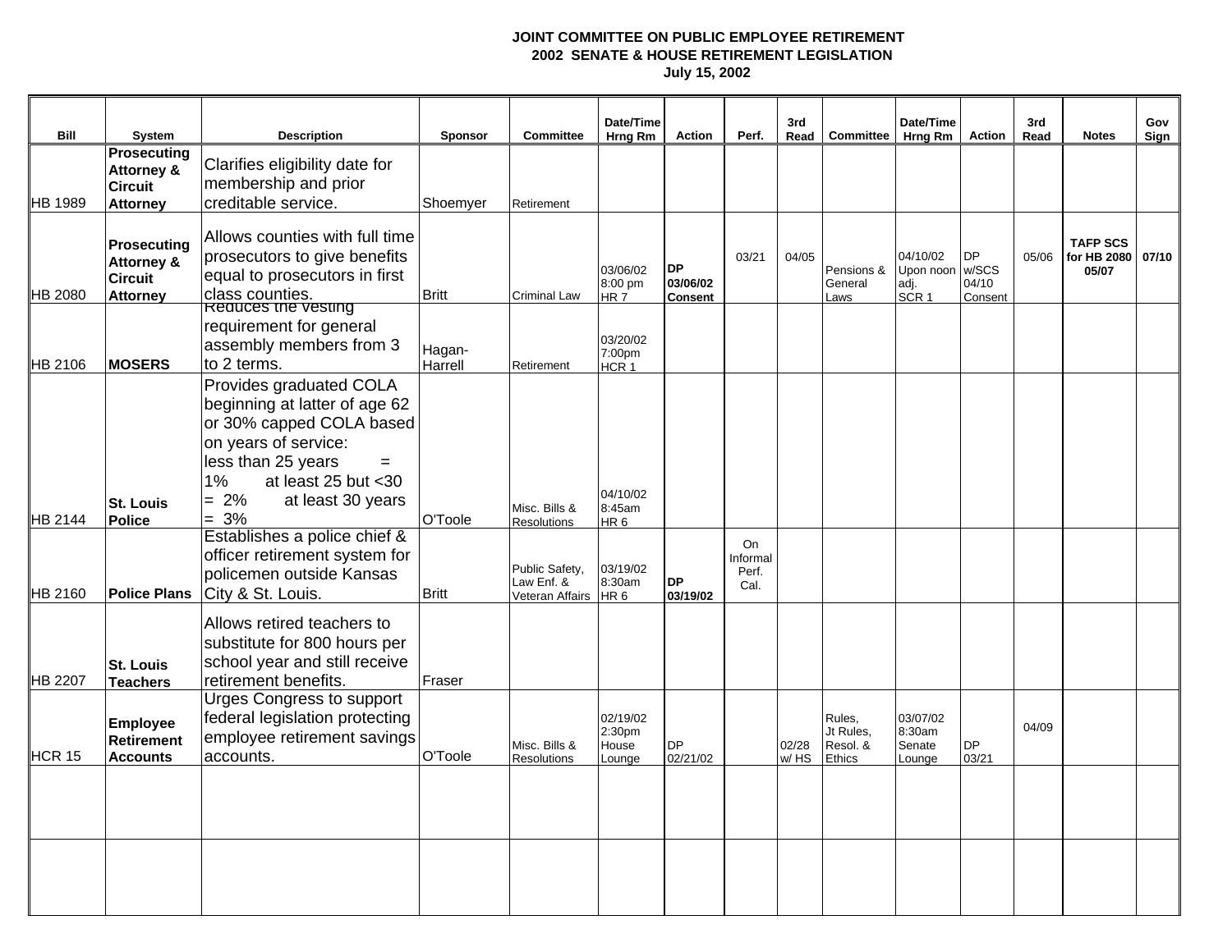**JOINT COMMITTEE ON PUBLIC EMPLOYEE RETIREMENT**
**2002 SENATE & HOUSE RETIREMENT LEGISLATION**
**July 15, 2002**

| Bill | System | Description | Sponsor | Committee | Date/Time Hrng Rm | Action | Perf. | 3rd Read | Committee | Date/Time Hrng Rm | Action | 3rd Read | Notes | Gov Sign |
|---|---|---|---|---|---|---|---|---|---|---|---|---|---|---|
| HB 1989 | **Prosecuting Attorney & Circuit Attorney** | Clarifies eligibility date for membership and prior creditable service. | Shoemyer | Retirement | | | | | | | | | | |
| HB 2080 | **Prosecuting Attorney & Circuit Attorney** | Allows counties with full time prosecutors to give benefits equal to prosecutors in first class counties. | Britt | Criminal Law | 03/06/02 8:00 pm HR 7 | **DP 03/06/02 Consent** | 03/21 | 04/05 | Pensions & General Laws | 04/10/02 Upon noon adj. SCR 1 | DP w/SCS 04/10 Consent | 05/06 | **TAFP SCS for HB 2080 05/07** | **07/10** |
| HB 2106 | **MOSERS** | Reduces the vesting requirement for general assembly members from 3 to 2 terms. | Hagan-Harrell | Retirement | 03/20/02 7:00pm HCR 1 | | | | | | | | | |
| HB 2144 | **St. Louis Police** | Provides graduated COLA beginning at latter of age 62 or 30% capped COLA based on years of service: less than 25 years = 1% at least 25 but <30 = 2% at least 30 years = 3% | O'Toole | Misc. Bills & Resolutions | 04/10/02 8:45am HR 6 | | | | | | | | | |
| HB 2160 | **Police Plans** | Establishes a police chief & officer retirement system for policemen outside Kansas City & St. Louis. | Britt | Public Safety, Law Enf. & Veteran Affairs | 03/19/02 8:30am HR 6 | **DP 03/19/02** | On Informal Perf. Cal. | | | | | | | |
| HB 2207 | **St. Louis Teachers** | Allows retired teachers to substitute for 800 hours per school year and still receive retirement benefits. | Fraser | | | | | | | | | | | |
| HCR 15 | **Employee Retirement Accounts** | Urges Congress to support federal legislation protecting employee retirement savings accounts. | O'Toole | Misc. Bills & Resolutions | 02/19/02 2:30pm House Lounge | DP 02/21/02 | | 02/28 w/ HS | Rules, Jt Rules, Resol. & Ethics | 03/07/02 8:30am Senate Lounge | DP 03/21 | 04/09 | | |
| | | | | | | | | | | | | | | |
| | | | | | | | | | | | | | | |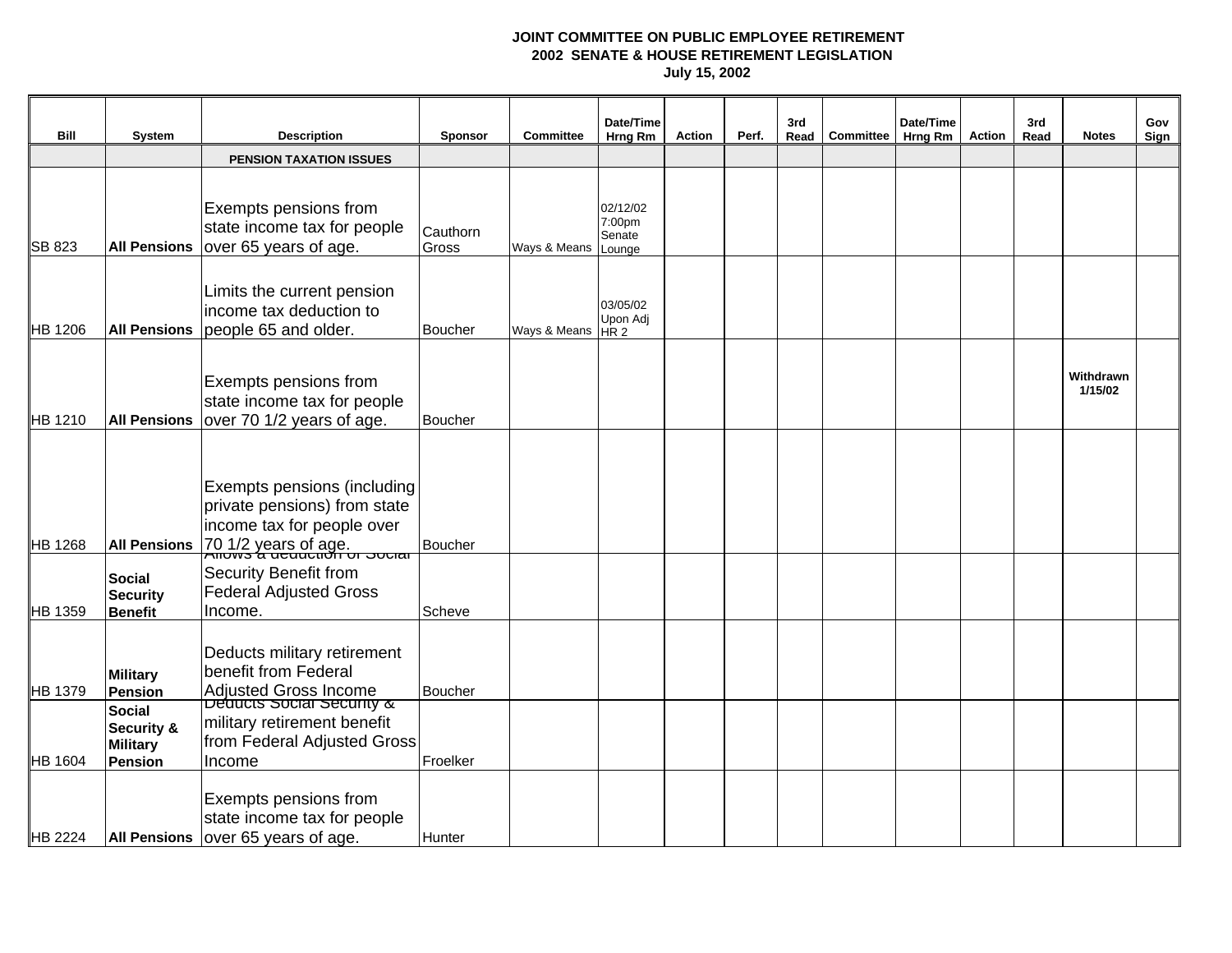**JOINT COMMITTEE ON PUBLIC EMPLOYEE RETIREMENT**
**2002 SENATE & HOUSE RETIREMENT LEGISLATION**
**July 15, 2002**

| Bill | System | Description | Sponsor | Committee | Date/Time Hrng Rm | Action | Perf. | 3rd Read | Committee | Date/Time Hrng Rm | Action | 3rd Read | Notes | Gov Sign |
|---|---|---|---|---|---|---|---|---|---|---|---|---|---|---|
| | | **PENSION TAXATION ISSUES** | | | | | | | | | | | | |
| SB 823 | **All Pensions** | Exempts pensions from state income tax for people over 65 years of age. | Cauthorn Gross | Ways & Means | 02/12/02 7:00pm Senate Lounge | | | | | | | | | |
| HB 1206 | **All Pensions** | Limits the current pension income tax deduction to people 65 and older. | Boucher | Ways & Means | 03/05/02 Upon Adj HR 2 | | | | | | | | | |
| HB 1210 | **All Pensions** | Exempts pensions from state income tax for people over 70 1/2 years of age. | Boucher | | | | | | | | | | **Withdrawn 1/15/02** | |
| HB 1268 | **All Pensions** | Exempts pensions (including private pensions) from state income tax for people over 70 1/2 years of age. | Boucher | | | | | | | | | | | |
| HB 1359 | **Social Security Benefit** | Allows a deduction of Social Security Benefit from Federal Adjusted Gross Income. | Scheve | | | | | | | | | | | |
| HB 1379 | **Military Pension** | Deducts military retirement benefit from Federal Adjusted Gross Income | Boucher | | | | | | | | | | | |
| HB 1604 | **Social Security & Military Pension** | Deducts Social Security & military retirement benefit from Federal Adjusted Gross Income | Froelker | | | | | | | | | | | |
| HB 2224 | **All Pensions** | Exempts pensions from state income tax for people over 65 years of age. | Hunter | | | | | | | | | | | |